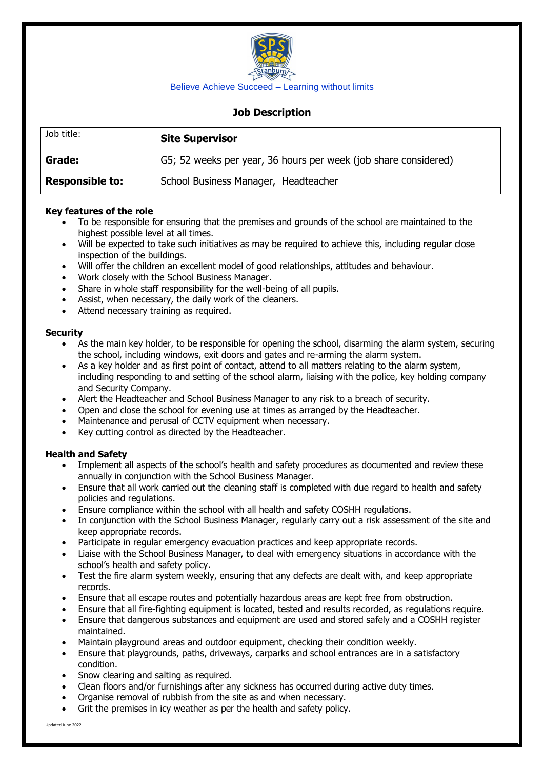Believe Achieve Succeed – Learning without limits

## Job Description

| Job title: | **Site Supervisor** |
|---|---|
| **Grade:** | G5; 52 weeks per year, 36 hours per week (job share considered) |
| **Responsible to:** | School Business Manager, Headteacher |

### Key features of the role

- To be responsible for ensuring that the premises and grounds of the school are maintained to the highest possible level at all times.
- Will be expected to take such initiatives as may be required to achieve this, including regular close inspection of the buildings.
- Will offer the children an excellent model of good relationships, attitudes and behaviour.
- Work closely with the School Business Manager.
- Share in whole staff responsibility for the well-being of all pupils.
- Assist, when necessary, the daily work of the cleaners.
- Attend necessary training as required.

### Security

- As the main key holder, to be responsible for opening the school, disarming the alarm system, securing the school, including windows, exit doors and gates and re-arming the alarm system.
- As a key holder and as first point of contact, attend to all matters relating to the alarm system, including responding to and setting of the school alarm, liaising with the police, key holding company and Security Company.
- Alert the Headteacher and School Business Manager to any risk to a breach of security.
- Open and close the school for evening use at times as arranged by the Headteacher.
- Maintenance and perusal of CCTV equipment when necessary.
- Key cutting control as directed by the Headteacher.

### Health and Safety

- Implement all aspects of the school's health and safety procedures as documented and review these annually in conjunction with the School Business Manager.
- Ensure that all work carried out the cleaning staff is completed with due regard to health and safety policies and regulations.
- Ensure compliance within the school with all health and safety COSHH regulations.
- In conjunction with the School Business Manager, regularly carry out a risk assessment of the site and keep appropriate records.
- Participate in regular emergency evacuation practices and keep appropriate records.
- Liaise with the School Business Manager, to deal with emergency situations in accordance with the school's health and safety policy.
- Test the fire alarm system weekly, ensuring that any defects are dealt with, and keep appropriate records.
- Ensure that all escape routes and potentially hazardous areas are kept free from obstruction.
- Ensure that all fire-fighting equipment is located, tested and results recorded, as regulations require.
- Ensure that dangerous substances and equipment are used and stored safely and a COSHH register maintained.
- Maintain playground areas and outdoor equipment, checking their condition weekly.
- Ensure that playgrounds, paths, driveways, carparks and school entrances are in a satisfactory condition.
- Snow clearing and salting as required.
- Clean floors and/or furnishings after any sickness has occurred during active duty times.
- Organise removal of rubbish from the site as and when necessary.
- Grit the premises in icy weather as per the health and safety policy.

Updated June 2022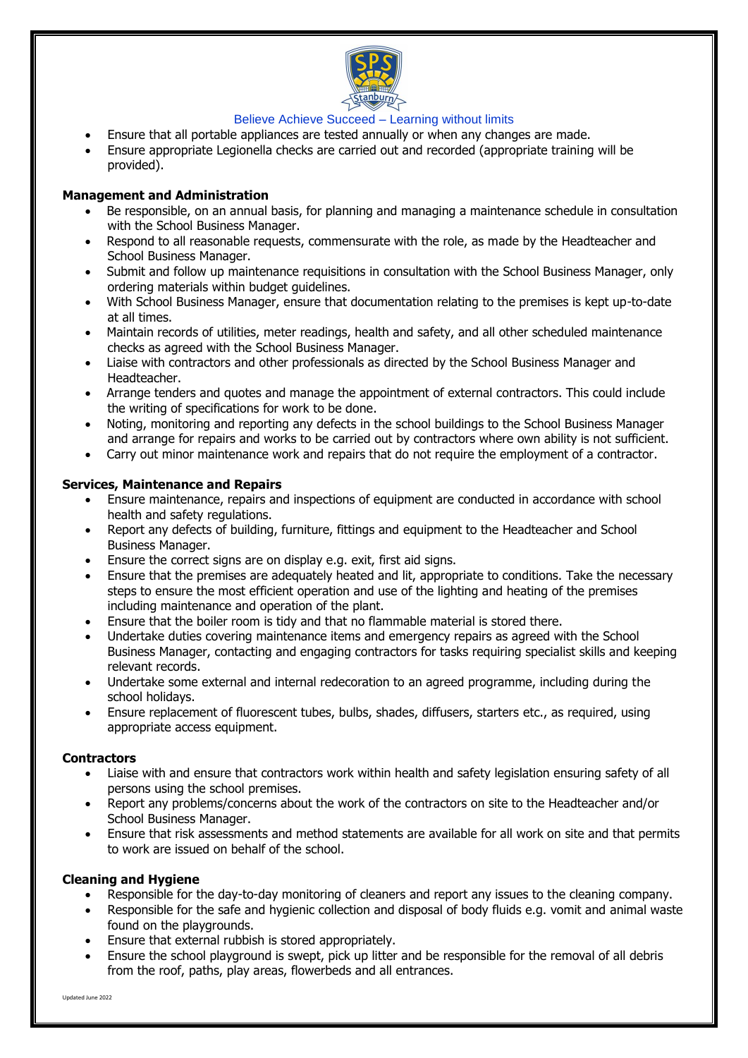- Ensure that all portable appliances are tested annually or when any changes are made.
- Ensure appropriate Legionella checks are carried out and recorded (appropriate training will be provided).

**Management and Administration**

- Be responsible, on an annual basis, for planning and managing a maintenance schedule in consultation with the School Business Manager.
- Respond to all reasonable requests, commensurate with the role, as made by the Headteacher and School Business Manager.
- Submit and follow up maintenance requisitions in consultation with the School Business Manager, only ordering materials within budget guidelines.
- With School Business Manager, ensure that documentation relating to the premises is kept up-to-date at all times.
- Maintain records of utilities, meter readings, health and safety, and all other scheduled maintenance checks as agreed with the School Business Manager.
- Liaise with contractors and other professionals as directed by the School Business Manager and Headteacher.
- Arrange tenders and quotes and manage the appointment of external contractors. This could include the writing of specifications for work to be done.
- Noting, monitoring and reporting any defects in the school buildings to the School Business Manager and arrange for repairs and works to be carried out by contractors where own ability is not sufficient.
- Carry out minor maintenance work and repairs that do not require the employment of a contractor.

**Services, Maintenance and Repairs**

- Ensure maintenance, repairs and inspections of equipment are conducted in accordance with school health and safety regulations.
- Report any defects of building, furniture, fittings and equipment to the Headteacher and School Business Manager.
- Ensure the correct signs are on display e.g. exit, first aid signs.
- Ensure that the premises are adequately heated and lit, appropriate to conditions. Take the necessary steps to ensure the most efficient operation and use of the lighting and heating of the premises including maintenance and operation of the plant.
- Ensure that the boiler room is tidy and that no flammable material is stored there.
- Undertake duties covering maintenance items and emergency repairs as agreed with the School Business Manager, contacting and engaging contractors for tasks requiring specialist skills and keeping relevant records.
- Undertake some external and internal redecoration to an agreed programme, including during the school holidays.
- Ensure replacement of fluorescent tubes, bulbs, shades, diffusers, starters etc., as required, using appropriate access equipment.

**Contractors**

- Liaise with and ensure that contractors work within health and safety legislation ensuring safety of all persons using the school premises.
- Report any problems/concerns about the work of the contractors on site to the Headteacher and/or School Business Manager.
- Ensure that risk assessments and method statements are available for all work on site and that permits to work are issued on behalf of the school.

**Cleaning and Hygiene**

- Responsible for the day-to-day monitoring of cleaners and report any issues to the cleaning company.
- Responsible for the safe and hygienic collection and disposal of body fluids e.g. vomit and animal waste found on the playgrounds.
- Ensure that external rubbish is stored appropriately.
- Ensure the school playground is swept, pick up litter and be responsible for the removal of all debris from the roof, paths, play areas, flowerbeds and all entrances.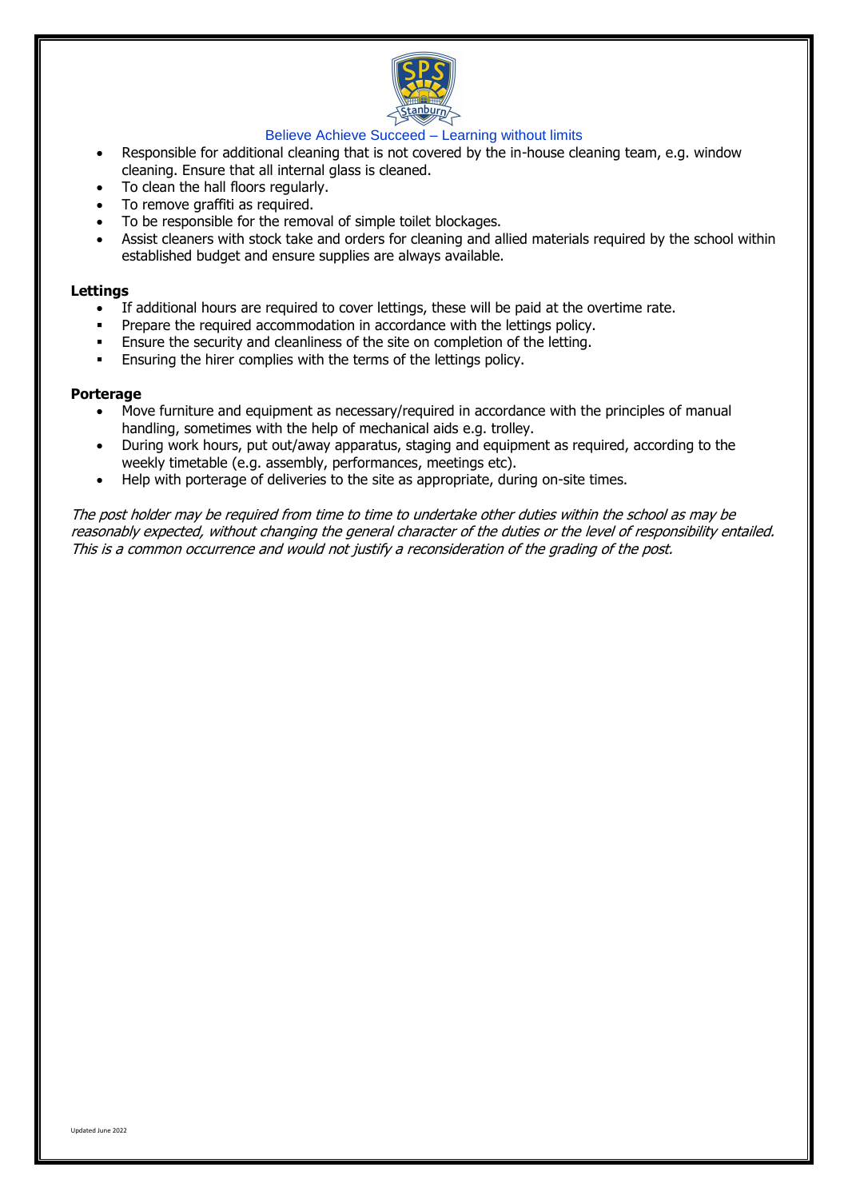- Responsible for additional cleaning that is not covered by the in-house cleaning team, e.g. window cleaning. Ensure that all internal glass is cleaned.
- To clean the hall floors regularly.
- To remove graffiti as required.
- To be responsible for the removal of simple toilet blockages.
- Assist cleaners with stock take and orders for cleaning and allied materials required by the school within established budget and ensure supplies are always available.

**Lettings**

- If additional hours are required to cover lettings, these will be paid at the overtime rate.
- Prepare the required accommodation in accordance with the lettings policy.
- Ensure the security and cleanliness of the site on completion of the letting.
- Ensuring the hirer complies with the terms of the lettings policy.

**Porterage**

- Move furniture and equipment as necessary/required in accordance with the principles of manual handling, sometimes with the help of mechanical aids e.g. trolley.
- During work hours, put out/away apparatus, staging and equipment as required, according to the weekly timetable (e.g. assembly, performances, meetings etc).
- Help with porterage of deliveries to the site as appropriate, during on-site times.

*The post holder may be required from time to time to undertake other duties within the school as may be reasonably expected, without changing the general character of the duties or the level of responsibility entailed. This is a common occurrence and would not justify a reconsideration of the grading of the post.*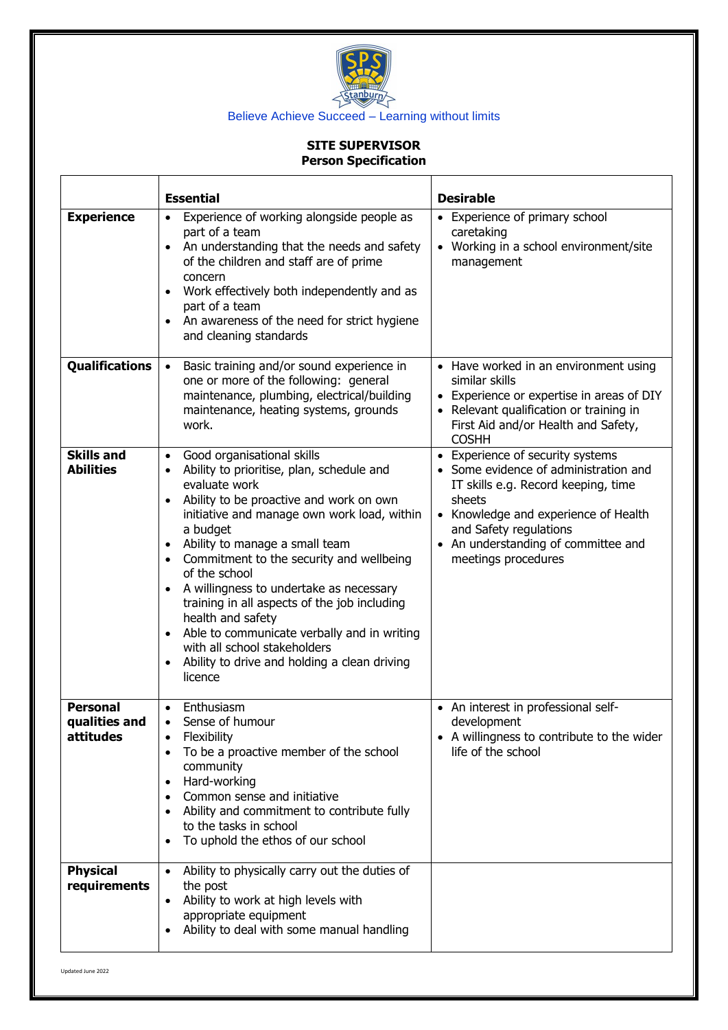Believe Achieve Succeed – Learning without limits

**SITE SUPERVISOR**
**Person Specification**

| | **Essential** | **Desirable** |
|---|---|---|
| **Experience** | • Experience of working alongside people as part of a team<br>• An understanding that the needs and safety of the children and staff are of prime concern<br>• Work effectively both independently and as part of a team<br>• An awareness of the need for strict hygiene and cleaning standards | • Experience of primary school caretaking<br>• Working in a school environment/site management |
| **Qualifications** | • Basic training and/or sound experience in one or more of the following: general maintenance, plumbing, electrical/building maintenance, heating systems, grounds work. | • Have worked in an environment using similar skills<br>• Experience or expertise in areas of DIY<br>• Relevant qualification or training in First Aid and/or Health and Safety, COSHH |
| **Skills and Abilities** | • Good organisational skills<br>• Ability to prioritise, plan, schedule and evaluate work<br>• Ability to be proactive and work on own initiative and manage own work load, within a budget<br>• Ability to manage a small team<br>• Commitment to the security and wellbeing of the school<br>• A willingness to undertake as necessary training in all aspects of the job including health and safety<br>• Able to communicate verbally and in writing with all school stakeholders<br>• Ability to drive and holding a clean driving licence | • Experience of security systems<br>• Some evidence of administration and IT skills e.g. Record keeping, time sheets<br>• Knowledge and experience of Health and Safety regulations<br>• An understanding of committee and meetings procedures |
| **Personal qualities and attitudes** | • Enthusiasm<br>• Sense of humour<br>• Flexibility<br>• To be a proactive member of the school community<br>• Hard-working<br>• Common sense and initiative<br>• Ability and commitment to contribute fully to the tasks in school<br>• To uphold the ethos of our school | • An interest in professional self-development<br>• A willingness to contribute to the wider life of the school |
| **Physical requirements** | • Ability to physically carry out the duties of the post<br>• Ability to work at high levels with appropriate equipment<br>• Ability to deal with some manual handling | |

Updated June 2022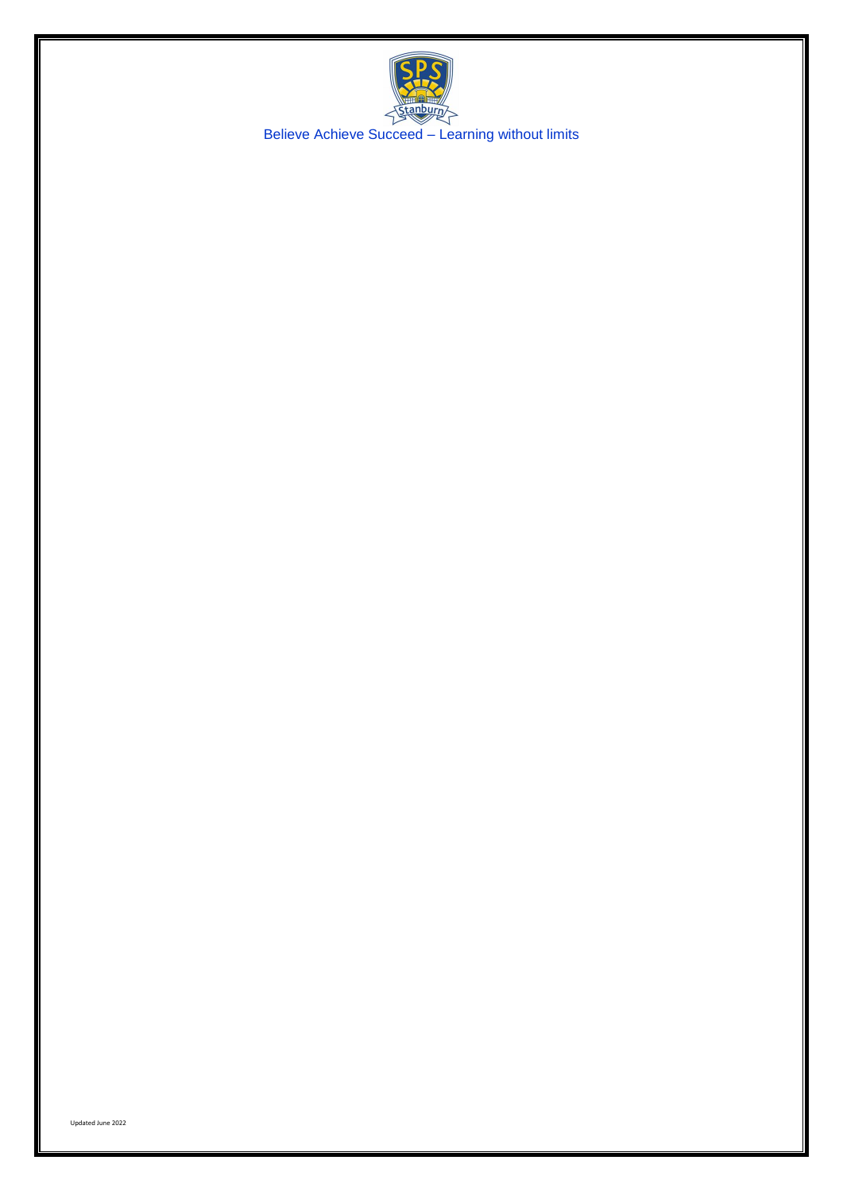Believe Achieve Succeed – Learning without limits

Updated June 2022